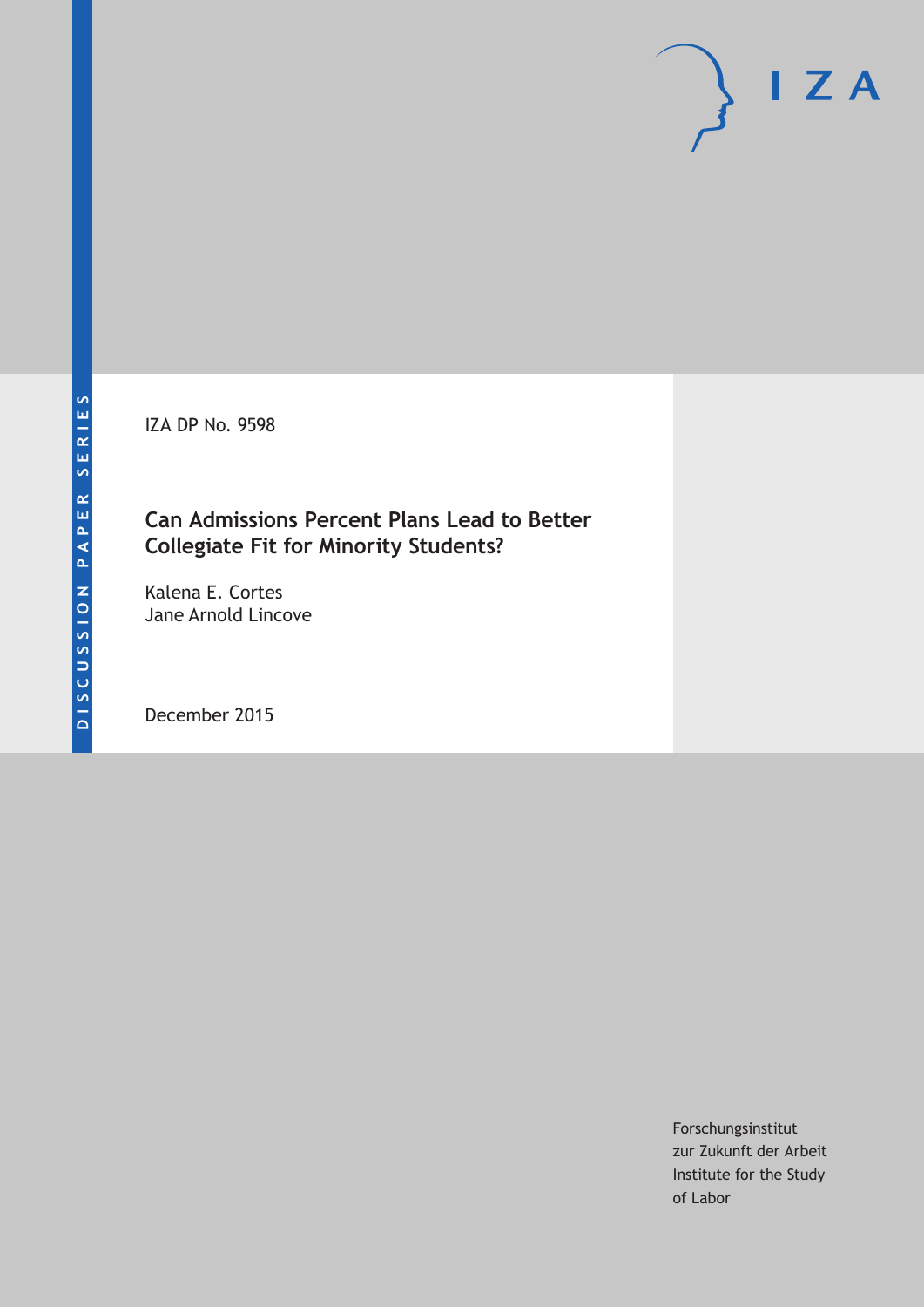DISCUSSION PAPER SERIES

IZA DP No. 9598

# Can Admissions Percent Plans Lead to Better Collegiate Fit for Minority Students?

Kalena E. Cortes
Jane Arnold Lincove

December 2015

Forschungsinstitut
zur Zukunft der Arbeit
Institute for the Study
of Labor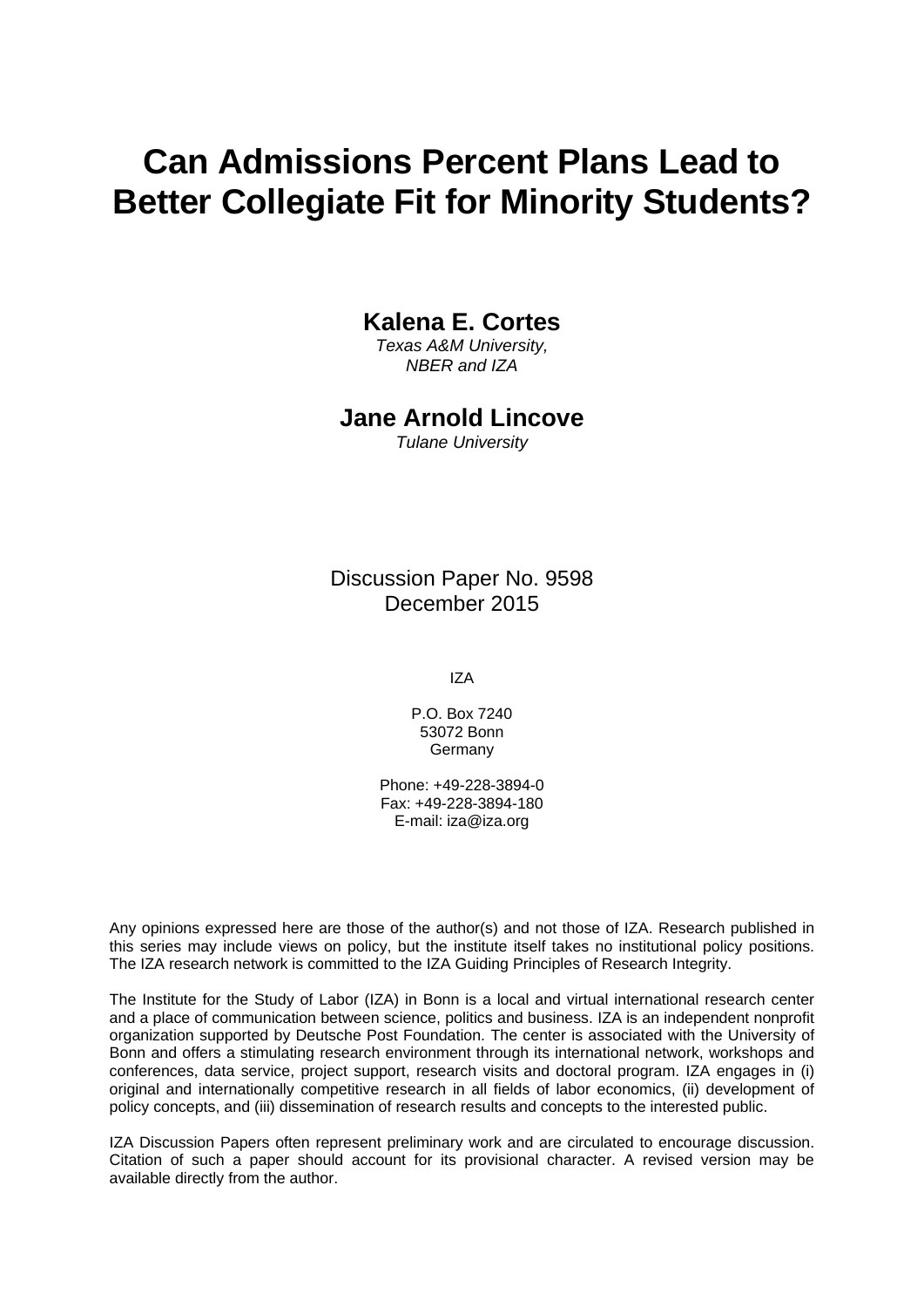# Can Admissions Percent Plans Lead to Better Collegiate Fit for Minority Students?

**Kalena E. Cortes**
*Texas A&M University, NBER and IZA*

**Jane Arnold Lincove**
*Tulane University*

Discussion Paper No. 9598
December 2015

IZA

P.O. Box 7240
53072 Bonn
Germany

Phone: +49-228-3894-0
Fax: +49-228-3894-180
E-mail: iza@iza.org

Any opinions expressed here are those of the author(s) and not those of IZA. Research published in this series may include views on policy, but the institute itself takes no institutional policy positions. The IZA research network is committed to the IZA Guiding Principles of Research Integrity.

The Institute for the Study of Labor (IZA) in Bonn is a local and virtual international research center and a place of communication between science, politics and business. IZA is an independent nonprofit organization supported by Deutsche Post Foundation. The center is associated with the University of Bonn and offers a stimulating research environment through its international network, workshops and conferences, data service, project support, research visits and doctoral program. IZA engages in (i) original and internationally competitive research in all fields of labor economics, (ii) development of policy concepts, and (iii) dissemination of research results and concepts to the interested public.

IZA Discussion Papers often represent preliminary work and are circulated to encourage discussion. Citation of such a paper should account for its provisional character. A revised version may be available directly from the author.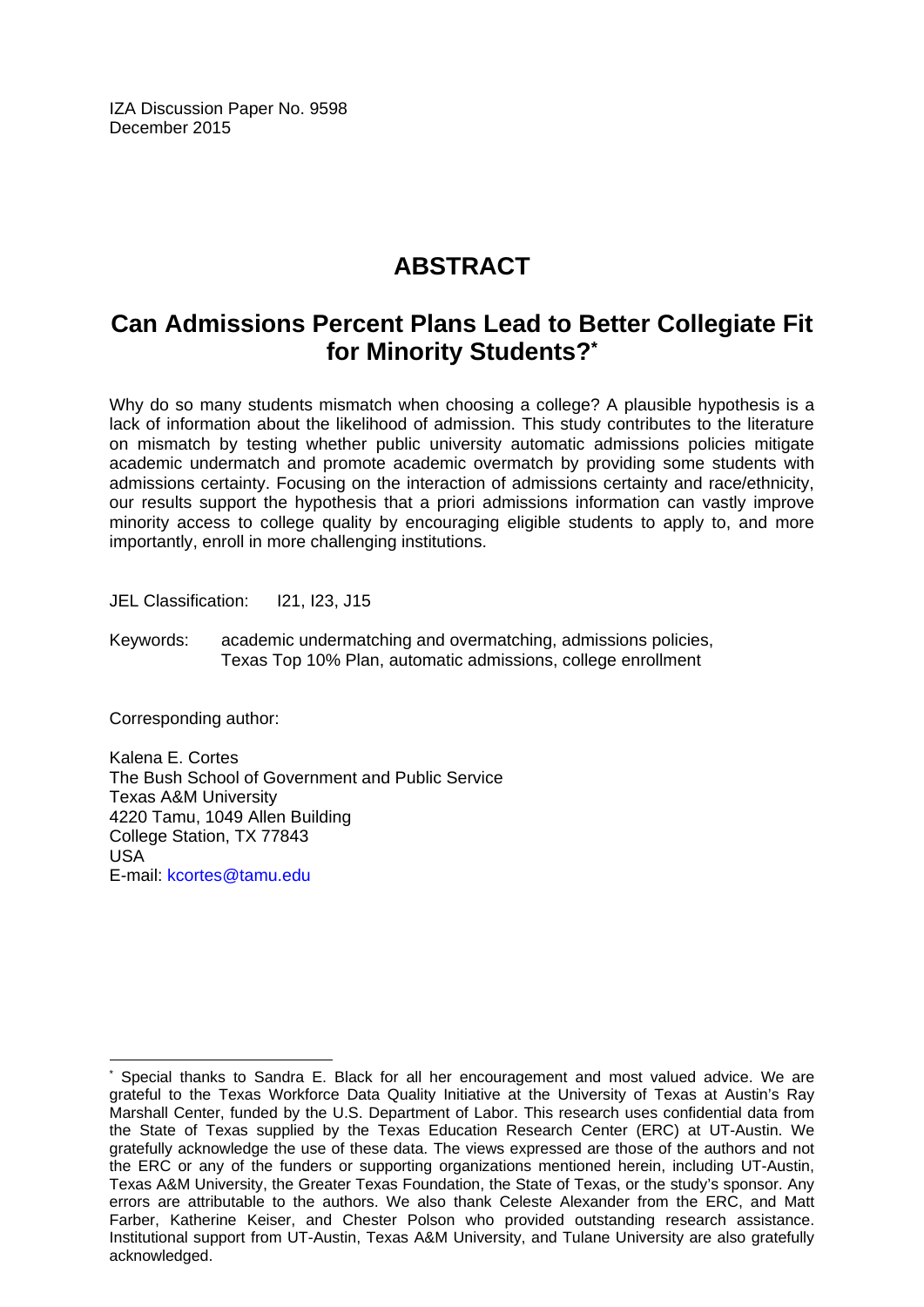IZA Discussion Paper No. 9598
December 2015

# ABSTRACT

## Can Admissions Percent Plans Lead to Better Collegiate Fit for Minority Students?*

Why do so many students mismatch when choosing a college? A plausible hypothesis is a lack of information about the likelihood of admission. This study contributes to the literature on mismatch by testing whether public university automatic admissions policies mitigate academic undermatch and promote academic overmatch by providing some students with admissions certainty. Focusing on the interaction of admissions certainty and race/ethnicity, our results support the hypothesis that a priori admissions information can vastly improve minority access to college quality by encouraging eligible students to apply to, and more importantly, enroll in more challenging institutions.

JEL Classification: I21, I23, J15

Keywords: academic undermatching and overmatching, admissions policies, Texas Top 10% Plan, automatic admissions, college enrollment

Corresponding author:

Kalena E. Cortes
The Bush School of Government and Public Service
Texas A&M University
4220 Tamu, 1049 Allen Building
College Station, TX 77843
USA
E-mail: kcortes@tamu.edu

---

* Special thanks to Sandra E. Black for all her encouragement and most valued advice. We are grateful to the Texas Workforce Data Quality Initiative at the University of Texas at Austin's Ray Marshall Center, funded by the U.S. Department of Labor. This research uses confidential data from the State of Texas supplied by the Texas Education Research Center (ERC) at UT-Austin. We gratefully acknowledge the use of these data. The views expressed are those of the authors and not the ERC or any of the funders or supporting organizations mentioned herein, including UT-Austin, Texas A&M University, the Greater Texas Foundation, the State of Texas, or the study's sponsor. Any errors are attributable to the authors. We also thank Celeste Alexander from the ERC, and Matt Farber, Katherine Keiser, and Chester Polson who provided outstanding research assistance. Institutional support from UT-Austin, Texas A&M University, and Tulane University are also gratefully acknowledged.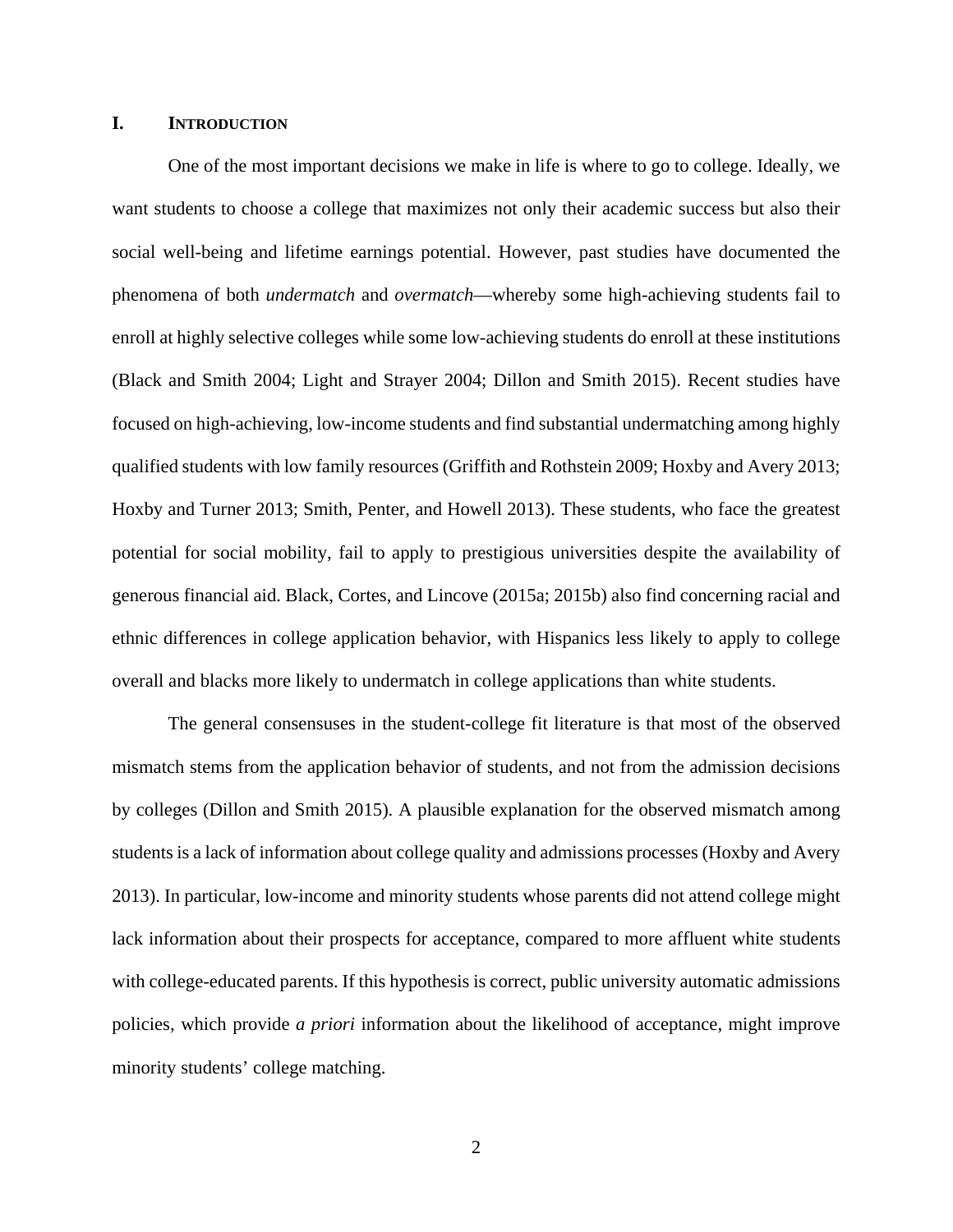# I. INTRODUCTION

One of the most important decisions we make in life is where to go to college. Ideally, we want students to choose a college that maximizes not only their academic success but also their social well-being and lifetime earnings potential. However, past studies have documented the phenomena of both *undermatch* and *overmatch*—whereby some high-achieving students fail to enroll at highly selective colleges while some low-achieving students do enroll at these institutions (Black and Smith 2004; Light and Strayer 2004; Dillon and Smith 2015). Recent studies have focused on high-achieving, low-income students and find substantial undermatching among highly qualified students with low family resources (Griffith and Rothstein 2009; Hoxby and Avery 2013; Hoxby and Turner 2013; Smith, Penter, and Howell 2013). These students, who face the greatest potential for social mobility, fail to apply to prestigious universities despite the availability of generous financial aid. Black, Cortes, and Lincove (2015a; 2015b) also find concerning racial and ethnic differences in college application behavior, with Hispanics less likely to apply to college overall and blacks more likely to undermatch in college applications than white students.

The general consensuses in the student-college fit literature is that most of the observed mismatch stems from the application behavior of students, and not from the admission decisions by colleges (Dillon and Smith 2015). A plausible explanation for the observed mismatch among students is a lack of information about college quality and admissions processes (Hoxby and Avery 2013). In particular, low-income and minority students whose parents did not attend college might lack information about their prospects for acceptance, compared to more affluent white students with college-educated parents. If this hypothesis is correct, public university automatic admissions policies, which provide *a priori* information about the likelihood of acceptance, might improve minority students' college matching.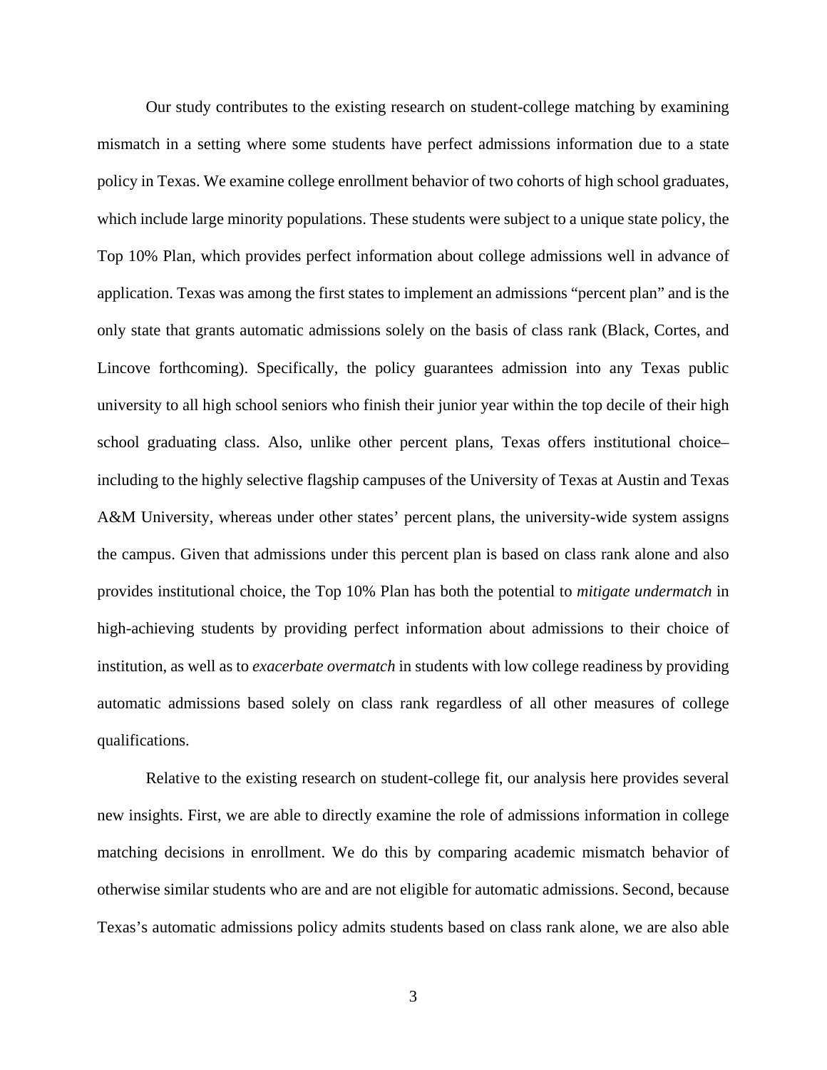Our study contributes to the existing research on student-college matching by examining mismatch in a setting where some students have perfect admissions information due to a state policy in Texas. We examine college enrollment behavior of two cohorts of high school graduates, which include large minority populations. These students were subject to a unique state policy, the Top 10% Plan, which provides perfect information about college admissions well in advance of application. Texas was among the first states to implement an admissions "percent plan" and is the only state that grants automatic admissions solely on the basis of class rank (Black, Cortes, and Lincove forthcoming). Specifically, the policy guarantees admission into any Texas public university to all high school seniors who finish their junior year within the top decile of their high school graduating class. Also, unlike other percent plans, Texas offers institutional choice– including to the highly selective flagship campuses of the University of Texas at Austin and Texas A&M University, whereas under other states' percent plans, the university-wide system assigns the campus. Given that admissions under this percent plan is based on class rank alone and also provides institutional choice, the Top 10% Plan has both the potential to *mitigate undermatch* in high-achieving students by providing perfect information about admissions to their choice of institution, as well as to *exacerbate overmatch* in students with low college readiness by providing automatic admissions based solely on class rank regardless of all other measures of college qualifications.

Relative to the existing research on student-college fit, our analysis here provides several new insights. First, we are able to directly examine the role of admissions information in college matching decisions in enrollment. We do this by comparing academic mismatch behavior of otherwise similar students who are and are not eligible for automatic admissions. Second, because Texas's automatic admissions policy admits students based on class rank alone, we are also able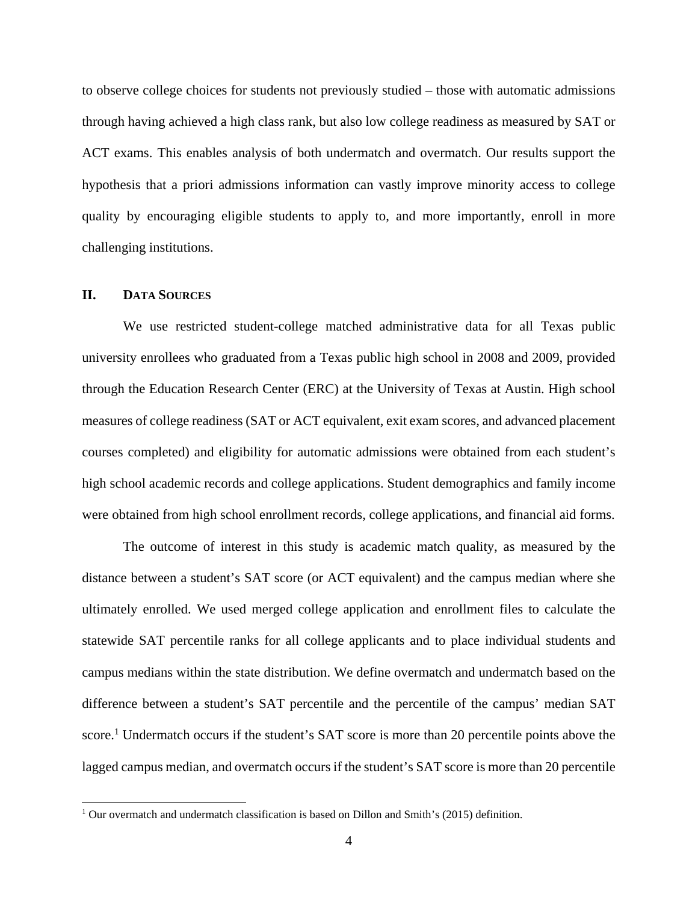to observe college choices for students not previously studied – those with automatic admissions through having achieved a high class rank, but also low college readiness as measured by SAT or ACT exams. This enables analysis of both undermatch and overmatch. Our results support the hypothesis that a priori admissions information can vastly improve minority access to college quality by encouraging eligible students to apply to, and more importantly, enroll in more challenging institutions.

## II. DATA SOURCES

We use restricted student-college matched administrative data for all Texas public university enrollees who graduated from a Texas public high school in 2008 and 2009, provided through the Education Research Center (ERC) at the University of Texas at Austin. High school measures of college readiness (SAT or ACT equivalent, exit exam scores, and advanced placement courses completed) and eligibility for automatic admissions were obtained from each student's high school academic records and college applications. Student demographics and family income were obtained from high school enrollment records, college applications, and financial aid forms.

The outcome of interest in this study is academic match quality, as measured by the distance between a student's SAT score (or ACT equivalent) and the campus median where she ultimately enrolled. We used merged college application and enrollment files to calculate the statewide SAT percentile ranks for all college applicants and to place individual students and campus medians within the state distribution. We define overmatch and undermatch based on the difference between a student's SAT percentile and the percentile of the campus' median SAT score.[1] Undermatch occurs if the student's SAT score is more than 20 percentile points above the lagged campus median, and overmatch occurs if the student's SAT score is more than 20 percentile

[1] Our overmatch and undermatch classification is based on Dillon and Smith's (2015) definition.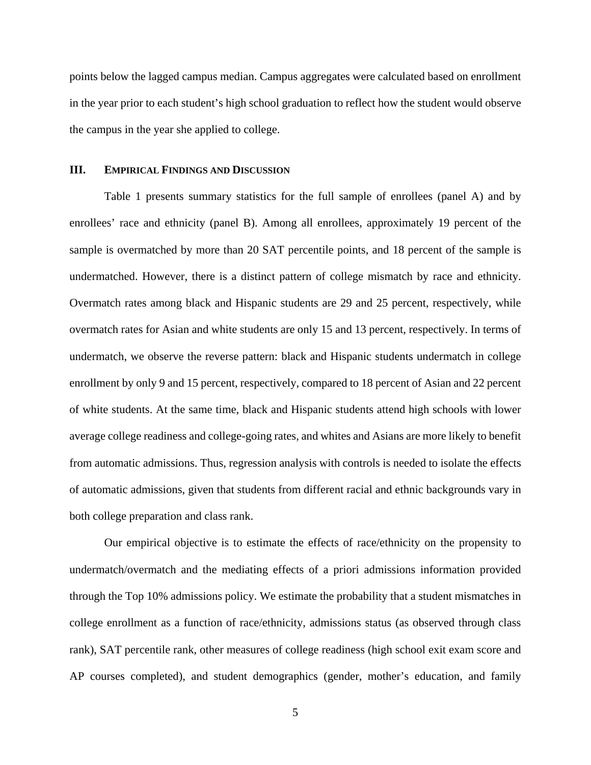points below the lagged campus median. Campus aggregates were calculated based on enrollment in the year prior to each student's high school graduation to reflect how the student would observe the campus in the year she applied to college.

## III. Empirical Findings and Discussion

Table 1 presents summary statistics for the full sample of enrollees (panel A) and by enrollees' race and ethnicity (panel B). Among all enrollees, approximately 19 percent of the sample is overmatched by more than 20 SAT percentile points, and 18 percent of the sample is undermatched. However, there is a distinct pattern of college mismatch by race and ethnicity. Overmatch rates among black and Hispanic students are 29 and 25 percent, respectively, while overmatch rates for Asian and white students are only 15 and 13 percent, respectively. In terms of undermatch, we observe the reverse pattern: black and Hispanic students undermatch in college enrollment by only 9 and 15 percent, respectively, compared to 18 percent of Asian and 22 percent of white students. At the same time, black and Hispanic students attend high schools with lower average college readiness and college-going rates, and whites and Asians are more likely to benefit from automatic admissions. Thus, regression analysis with controls is needed to isolate the effects of automatic admissions, given that students from different racial and ethnic backgrounds vary in both college preparation and class rank.

Our empirical objective is to estimate the effects of race/ethnicity on the propensity to undermatch/overmatch and the mediating effects of a priori admissions information provided through the Top 10% admissions policy. We estimate the probability that a student mismatches in college enrollment as a function of race/ethnicity, admissions status (as observed through class rank), SAT percentile rank, other measures of college readiness (high school exit exam score and AP courses completed), and student demographics (gender, mother's education, and family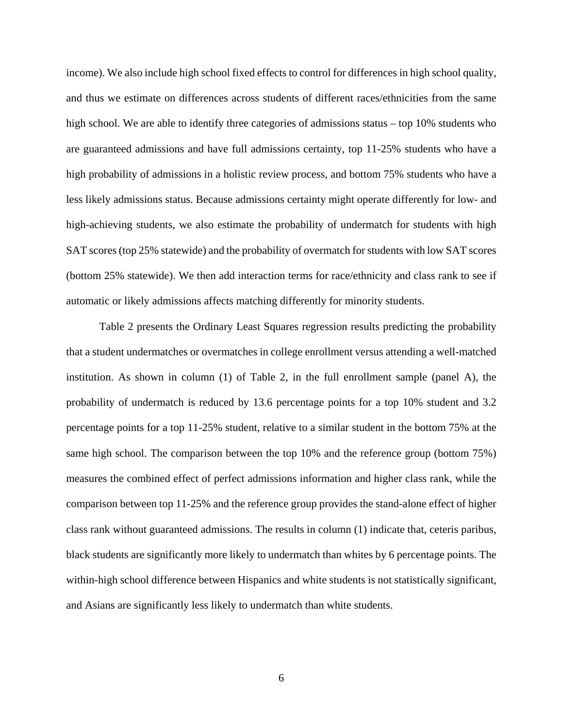income). We also include high school fixed effects to control for differences in high school quality, and thus we estimate on differences across students of different races/ethnicities from the same high school. We are able to identify three categories of admissions status – top 10% students who are guaranteed admissions and have full admissions certainty, top 11-25% students who have a high probability of admissions in a holistic review process, and bottom 75% students who have a less likely admissions status. Because admissions certainty might operate differently for low- and high-achieving students, we also estimate the probability of undermatch for students with high SAT scores (top 25% statewide) and the probability of overmatch for students with low SAT scores (bottom 25% statewide). We then add interaction terms for race/ethnicity and class rank to see if automatic or likely admissions affects matching differently for minority students.

Table 2 presents the Ordinary Least Squares regression results predicting the probability that a student undermatches or overmatches in college enrollment versus attending a well-matched institution. As shown in column (1) of Table 2, in the full enrollment sample (panel A), the probability of undermatch is reduced by 13.6 percentage points for a top 10% student and 3.2 percentage points for a top 11-25% student, relative to a similar student in the bottom 75% at the same high school. The comparison between the top 10% and the reference group (bottom 75%) measures the combined effect of perfect admissions information and higher class rank, while the comparison between top 11-25% and the reference group provides the stand-alone effect of higher class rank without guaranteed admissions. The results in column (1) indicate that, ceteris paribus, black students are significantly more likely to undermatch than whites by 6 percentage points. The within-high school difference between Hispanics and white students is not statistically significant, and Asians are significantly less likely to undermatch than white students.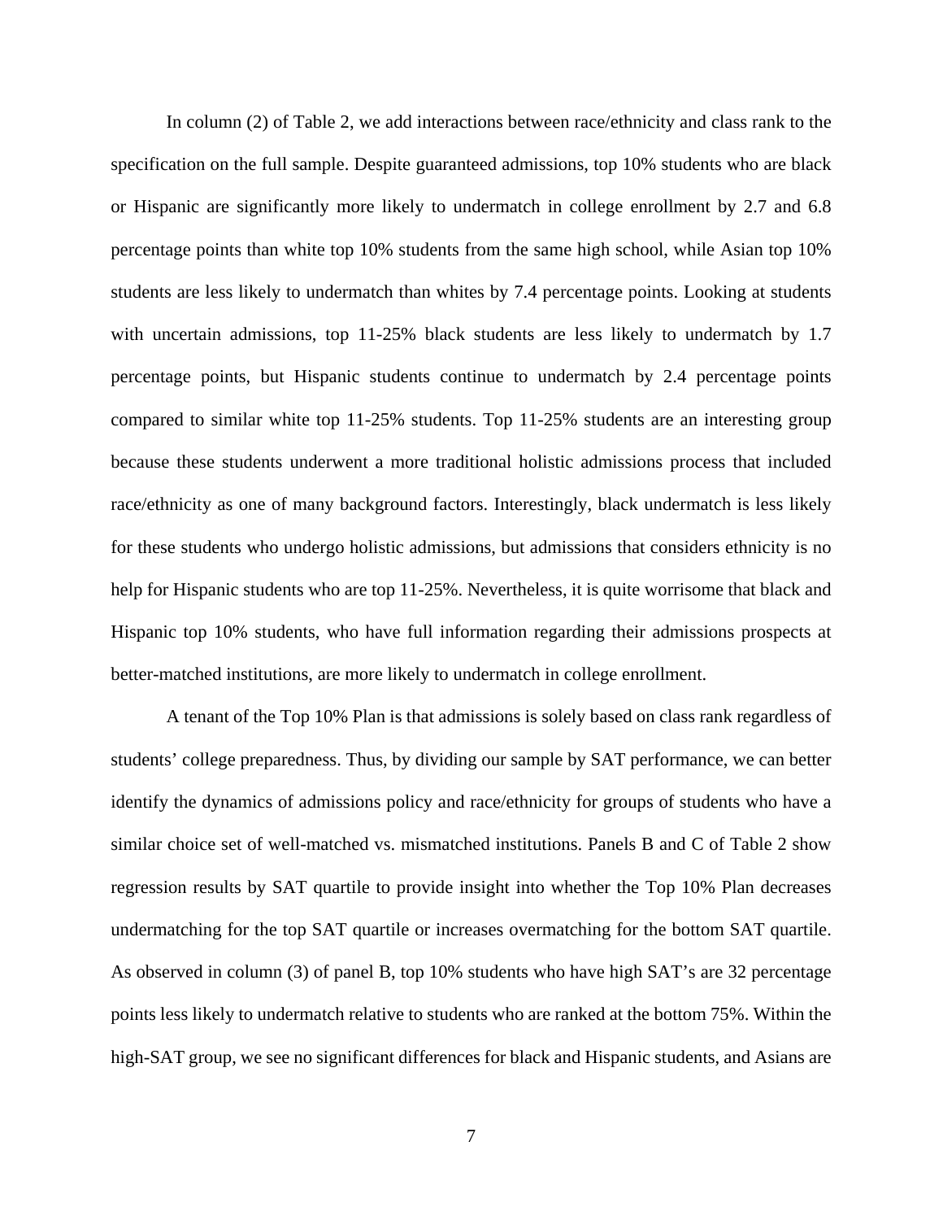In column (2) of Table 2, we add interactions between race/ethnicity and class rank to the specification on the full sample. Despite guaranteed admissions, top 10% students who are black or Hispanic are significantly more likely to undermatch in college enrollment by 2.7 and 6.8 percentage points than white top 10% students from the same high school, while Asian top 10% students are less likely to undermatch than whites by 7.4 percentage points. Looking at students with uncertain admissions, top 11-25% black students are less likely to undermatch by 1.7 percentage points, but Hispanic students continue to undermatch by 2.4 percentage points compared to similar white top 11-25% students. Top 11-25% students are an interesting group because these students underwent a more traditional holistic admissions process that included race/ethnicity as one of many background factors. Interestingly, black undermatch is less likely for these students who undergo holistic admissions, but admissions that considers ethnicity is no help for Hispanic students who are top 11-25%. Nevertheless, it is quite worrisome that black and Hispanic top 10% students, who have full information regarding their admissions prospects at better-matched institutions, are more likely to undermatch in college enrollment.

A tenant of the Top 10% Plan is that admissions is solely based on class rank regardless of students' college preparedness. Thus, by dividing our sample by SAT performance, we can better identify the dynamics of admissions policy and race/ethnicity for groups of students who have a similar choice set of well-matched vs. mismatched institutions. Panels B and C of Table 2 show regression results by SAT quartile to provide insight into whether the Top 10% Plan decreases undermatching for the top SAT quartile or increases overmatching for the bottom SAT quartile. As observed in column (3) of panel B, top 10% students who have high SAT's are 32 percentage points less likely to undermatch relative to students who are ranked at the bottom 75%. Within the high-SAT group, we see no significant differences for black and Hispanic students, and Asians are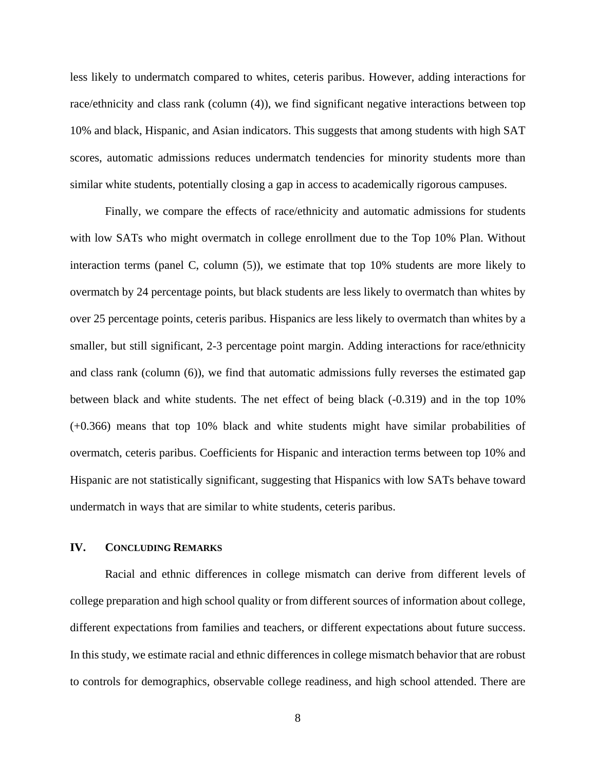less likely to undermatch compared to whites, ceteris paribus. However, adding interactions for race/ethnicity and class rank (column (4)), we find significant negative interactions between top 10% and black, Hispanic, and Asian indicators. This suggests that among students with high SAT scores, automatic admissions reduces undermatch tendencies for minority students more than similar white students, potentially closing a gap in access to academically rigorous campuses.

Finally, we compare the effects of race/ethnicity and automatic admissions for students with low SATs who might overmatch in college enrollment due to the Top 10% Plan. Without interaction terms (panel C, column (5)), we estimate that top 10% students are more likely to overmatch by 24 percentage points, but black students are less likely to overmatch than whites by over 25 percentage points, ceteris paribus. Hispanics are less likely to overmatch than whites by a smaller, but still significant, 2-3 percentage point margin. Adding interactions for race/ethnicity and class rank (column (6)), we find that automatic admissions fully reverses the estimated gap between black and white students. The net effect of being black (-0.319) and in the top 10% (+0.366) means that top 10% black and white students might have similar probabilities of overmatch, ceteris paribus. Coefficients for Hispanic and interaction terms between top 10% and Hispanic are not statistically significant, suggesting that Hispanics with low SATs behave toward undermatch in ways that are similar to white students, ceteris paribus.

## IV. Concluding Remarks

Racial and ethnic differences in college mismatch can derive from different levels of college preparation and high school quality or from different sources of information about college, different expectations from families and teachers, or different expectations about future success. In this study, we estimate racial and ethnic differences in college mismatch behavior that are robust to controls for demographics, observable college readiness, and high school attended. There are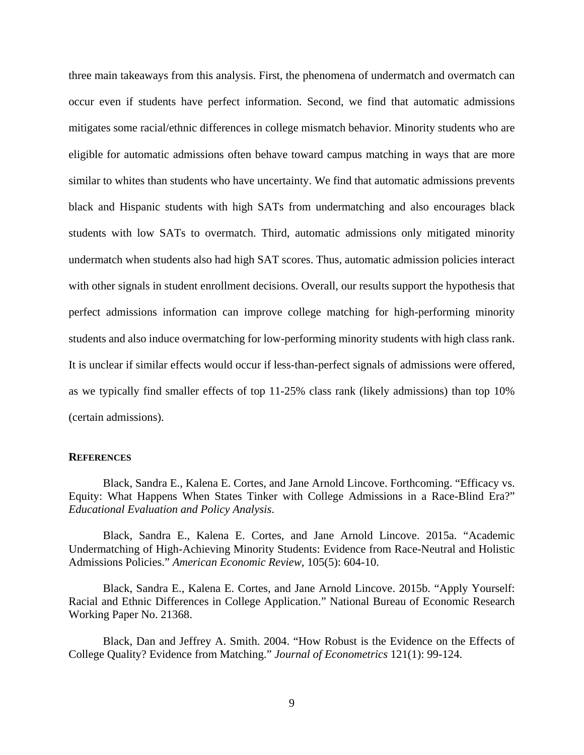three main takeaways from this analysis. First, the phenomena of undermatch and overmatch can occur even if students have perfect information. Second, we find that automatic admissions mitigates some racial/ethnic differences in college mismatch behavior. Minority students who are eligible for automatic admissions often behave toward campus matching in ways that are more similar to whites than students who have uncertainty. We find that automatic admissions prevents black and Hispanic students with high SATs from undermatching and also encourages black students with low SATs to overmatch. Third, automatic admissions only mitigated minority undermatch when students also had high SAT scores. Thus, automatic admission policies interact with other signals in student enrollment decisions. Overall, our results support the hypothesis that perfect admissions information can improve college matching for high-performing minority students and also induce overmatching for low-performing minority students with high class rank. It is unclear if similar effects would occur if less-than-perfect signals of admissions were offered, as we typically find smaller effects of top 11-25% class rank (likely admissions) than top 10% (certain admissions).

## REFERENCES

Black, Sandra E., Kalena E. Cortes, and Jane Arnold Lincove. Forthcoming. "Efficacy vs. Equity: What Happens When States Tinker with College Admissions in a Race-Blind Era?" *Educational Evaluation and Policy Analysis*.

Black, Sandra E., Kalena E. Cortes, and Jane Arnold Lincove. 2015a. "Academic Undermatching of High-Achieving Minority Students: Evidence from Race-Neutral and Holistic Admissions Policies." *American Economic Review*, 105(5): 604-10.

Black, Sandra E., Kalena E. Cortes, and Jane Arnold Lincove. 2015b. "Apply Yourself: Racial and Ethnic Differences in College Application." National Bureau of Economic Research Working Paper No. 21368.

Black, Dan and Jeffrey A. Smith. 2004. "How Robust is the Evidence on the Effects of College Quality? Evidence from Matching." *Journal of Econometrics* 121(1): 99-124.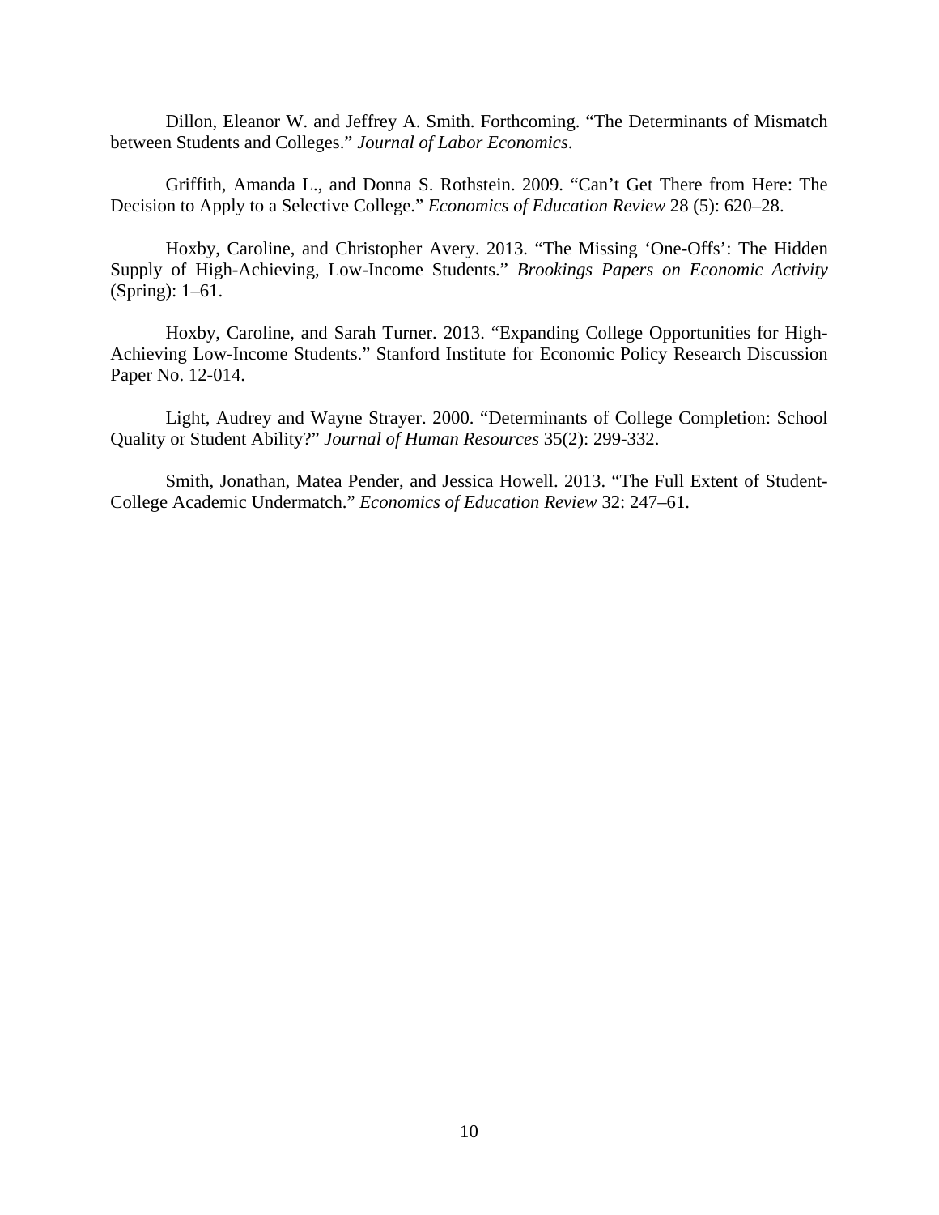Dillon, Eleanor W. and Jeffrey A. Smith. Forthcoming. "The Determinants of Mismatch between Students and Colleges." *Journal of Labor Economics*.

Griffith, Amanda L., and Donna S. Rothstein. 2009. "Can't Get There from Here: The Decision to Apply to a Selective College." *Economics of Education Review* 28 (5): 620–28.

Hoxby, Caroline, and Christopher Avery. 2013. "The Missing 'One-Offs': The Hidden Supply of High-Achieving, Low-Income Students." *Brookings Papers on Economic Activity* (Spring): 1–61.

Hoxby, Caroline, and Sarah Turner. 2013. "Expanding College Opportunities for High-Achieving Low-Income Students." Stanford Institute for Economic Policy Research Discussion Paper No. 12-014.

Light, Audrey and Wayne Strayer. 2000. "Determinants of College Completion: School Quality or Student Ability?" *Journal of Human Resources* 35(2): 299-332.

Smith, Jonathan, Matea Pender, and Jessica Howell. 2013. "The Full Extent of Student-College Academic Undermatch." *Economics of Education Review* 32: 247–61.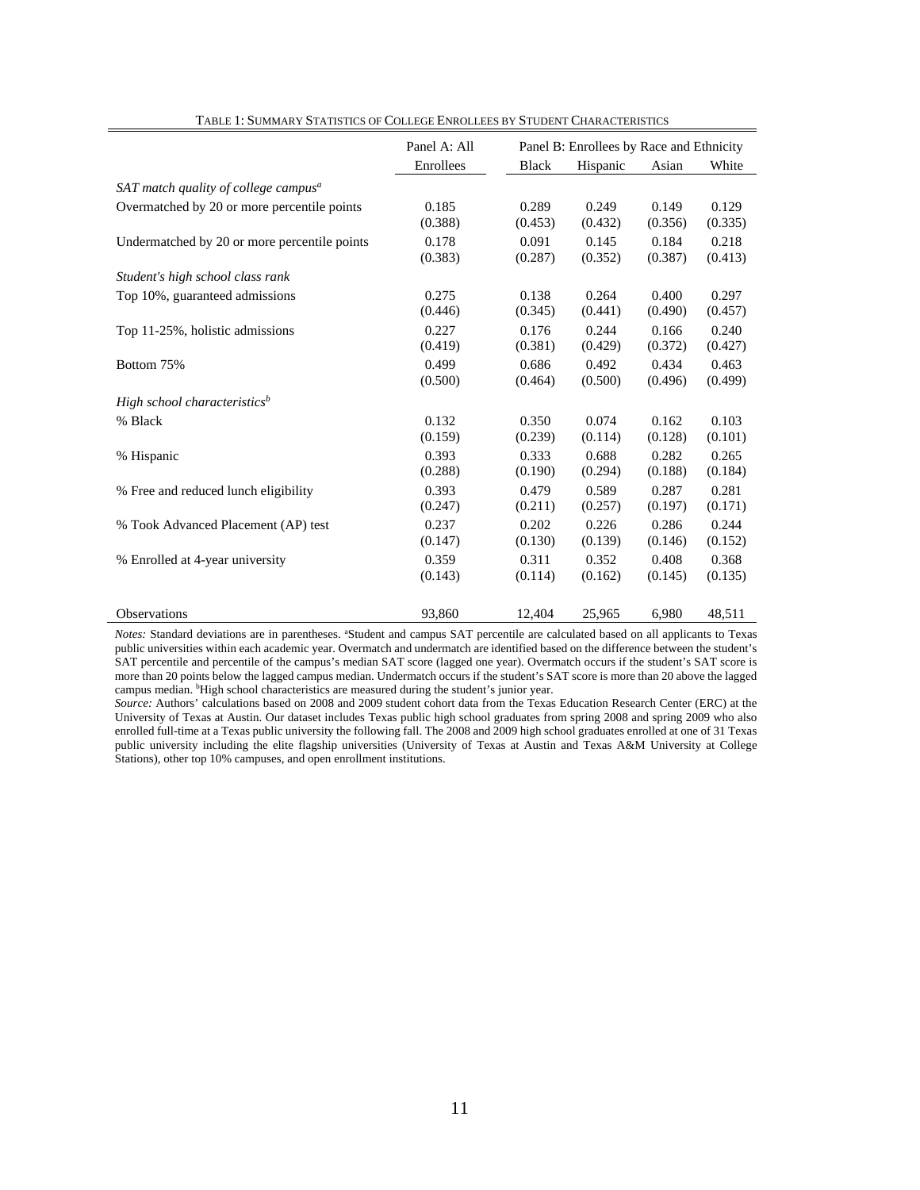TABLE 1: SUMMARY STATISTICS OF COLLEGE ENROLLEES BY STUDENT CHARACTERISTICS

| | Panel A: All Enrollees | Panel B: Enrollees by Race and Ethnicity | | | |
|---|---|---|---|---|---|
| | | Black | Hispanic | Asian | White |
| *SAT match quality of college campus*[a] | | | | | |
| Overmatched by 20 or more percentile points | 0.185 | 0.289 | 0.249 | 0.149 | 0.129 |
| | (0.388) | (0.453) | (0.432) | (0.356) | (0.335) |
| Undermatched by 20 or more percentile points | 0.178 | 0.091 | 0.145 | 0.184 | 0.218 |
| | (0.383) | (0.287) | (0.352) | (0.387) | (0.413) |
| *Student's high school class rank* | | | | | |
| Top 10%, guaranteed admissions | 0.275 | 0.138 | 0.264 | 0.400 | 0.297 |
| | (0.446) | (0.345) | (0.441) | (0.490) | (0.457) |
| Top 11-25%, holistic admissions | 0.227 | 0.176 | 0.244 | 0.166 | 0.240 |
| | (0.419) | (0.381) | (0.429) | (0.372) | (0.427) |
| Bottom 75% | 0.499 | 0.686 | 0.492 | 0.434 | 0.463 |
| | (0.500) | (0.464) | (0.500) | (0.496) | (0.499) |
| *High school characteristics*[b] | | | | | |
| % Black | 0.132 | 0.350 | 0.074 | 0.162 | 0.103 |
| | (0.159) | (0.239) | (0.114) | (0.128) | (0.101) |
| % Hispanic | 0.393 | 0.333 | 0.688 | 0.282 | 0.265 |
| | (0.288) | (0.190) | (0.294) | (0.188) | (0.184) |
| % Free and reduced lunch eligibility | 0.393 | 0.479 | 0.589 | 0.287 | 0.281 |
| | (0.247) | (0.211) | (0.257) | (0.197) | (0.171) |
| % Took Advanced Placement (AP) test | 0.237 | 0.202 | 0.226 | 0.286 | 0.244 |
| | (0.147) | (0.130) | (0.139) | (0.146) | (0.152) |
| % Enrolled at 4-year university | 0.359 | 0.311 | 0.352 | 0.408 | 0.368 |
| | (0.143) | (0.114) | (0.162) | (0.145) | (0.135) |
| Observations | 93,860 | 12,404 | 25,965 | 6,980 | 48,511 |

*Notes:* Standard deviations are in parentheses. [a]Student and campus SAT percentile are calculated based on all applicants to Texas public universities within each academic year. Overmatch and undermatch are identified based on the difference between the student's SAT percentile and percentile of the campus's median SAT score (lagged one year). Overmatch occurs if the student's SAT score is more than 20 points below the lagged campus median. Undermatch occurs if the student's SAT score is more than 20 above the lagged campus median. [b]High school characteristics are measured during the student's junior year.

*Source:* Authors' calculations based on 2008 and 2009 student cohort data from the Texas Education Research Center (ERC) at the University of Texas at Austin. Our dataset includes Texas public high school graduates from spring 2008 and spring 2009 who also enrolled full-time at a Texas public university the following fall. The 2008 and 2009 high school graduates enrolled at one of 31 Texas public university including the elite flagship universities (University of Texas at Austin and Texas A&M University at College Stations), other top 10% campuses, and open enrollment institutions.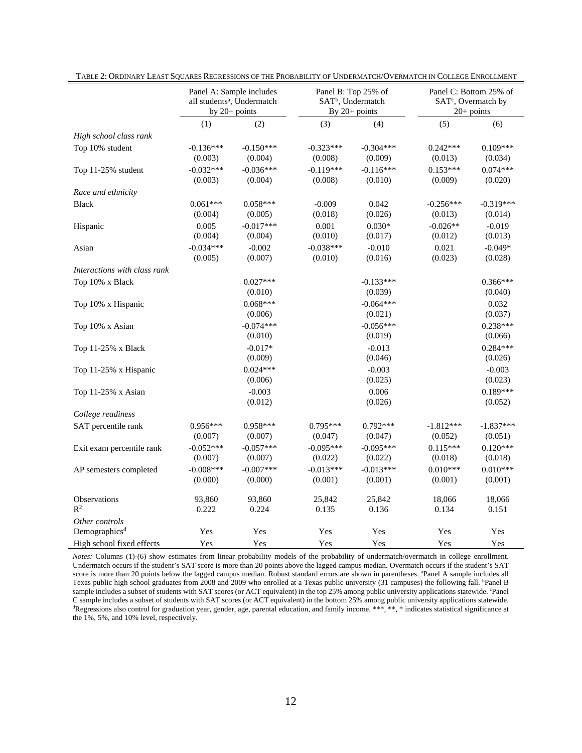TABLE 2: ORDINARY LEAST SQUARES REGRESSIONS OF THE PROBABILITY OF UNDERMATCH/OVERMATCH IN COLLEGE ENROLLMENT

| | Panel A: Sample includes all students[a], Undermatch by 20+ points | | Panel B: Top 25% of SAT[b], Undermatch By 20+ points | | Panel C: Bottom 25% of SAT[c], Overmatch by 20+ points | |
|---|---|---|---|---|---|---|
| | (1) | (2) | (3) | (4) | (5) | (6) |
| *High school class rank* | | | | | | |
| Top 10% student | -0.136*** | -0.150*** | -0.323*** | -0.304*** | 0.242*** | 0.109*** |
| | (0.003) | (0.004) | (0.008) | (0.009) | (0.013) | (0.034) |
| Top 11-25% student | -0.032*** | -0.036*** | -0.119*** | -0.116*** | 0.153*** | 0.074*** |
| | (0.003) | (0.004) | (0.008) | (0.010) | (0.009) | (0.020) |
| *Race and ethnicity* | | | | | | |
| Black | 0.061*** | 0.058*** | -0.009 | 0.042 | -0.256*** | -0.319*** |
| | (0.004) | (0.005) | (0.018) | (0.026) | (0.013) | (0.014) |
| Hispanic | 0.005 | -0.017*** | 0.001 | 0.030* | -0.026** | -0.019 |
| | (0.004) | (0.004) | (0.010) | (0.017) | (0.012) | (0.013) |
| Asian | -0.034*** | -0.002 | -0.038*** | -0.010 | 0.021 | -0.049* |
| | (0.005) | (0.007) | (0.010) | (0.016) | (0.023) | (0.028) |
| *Interactions with class rank* | | | | | | |
| Top 10% x Black | | 0.027*** | | -0.133*** | | 0.366*** |
| | | (0.010) | | (0.039) | | (0.040) |
| Top 10% x Hispanic | | 0.068*** | | -0.064*** | | 0.032 |
| | | (0.006) | | (0.021) | | (0.037) |
| Top 10% x Asian | | -0.074*** | | -0.056*** | | 0.238*** |
| | | (0.010) | | (0.019) | | (0.066) |
| Top 11-25% x Black | | -0.017* | | -0.013 | | 0.284*** |
| | | (0.009) | | (0.046) | | (0.026) |
| Top 11-25% x Hispanic | | 0.024*** | | -0.003 | | -0.003 |
| | | (0.006) | | (0.025) | | (0.023) |
| Top 11-25% x Asian | | -0.003 | | 0.006 | | 0.189*** |
| | | (0.012) | | (0.026) | | (0.052) |
| *College readiness* | | | | | | |
| SAT percentile rank | 0.956*** | 0.958*** | 0.795*** | 0.792*** | -1.812*** | -1.837*** |
| | (0.007) | (0.007) | (0.047) | (0.047) | (0.052) | (0.051) |
| Exit exam percentile rank | -0.052*** | -0.057*** | -0.095*** | -0.095*** | 0.115*** | 0.120*** |
| | (0.007) | (0.007) | (0.022) | (0.022) | (0.018) | (0.018) |
| AP semesters completed | -0.008*** | -0.007*** | -0.013*** | -0.013*** | 0.010*** | 0.010*** |
| | (0.000) | (0.000) | (0.001) | (0.001) | (0.001) | (0.001) |
| Observations | 93,860 | 93,860 | 25,842 | 25,842 | 18,066 | 18,066 |
| $R^2$ | 0.222 | 0.224 | 0.135 | 0.136 | 0.134 | 0.151 |
| *Other controls* | | | | | | |
| Demographics[d] | Yes | Yes | Yes | Yes | Yes | Yes |
| High school fixed effects | Yes | Yes | Yes | Yes | Yes | Yes |

*Notes:* Columns (1)-(6) show estimates from linear probability models of the probability of undermatch/overmatch in college enrollment. Undermatch occurs if the student's SAT score is more than 20 points above the lagged campus median. Overmatch occurs if the student's SAT score is more than 20 points below the lagged campus median. Robust standard errors are shown in parentheses. [a]Panel A sample includes all Texas public high school graduates from 2008 and 2009 who enrolled at a Texas public university (31 campuses) the following fall. [b]Panel B sample includes a subset of students with SAT scores (or ACT equivalent) in the top 25% among public university applications statewide. [c]Panel C sample includes a subset of students with SAT scores (or ACT equivalent) in the bottom 25% among public university applications statewide. [d]Regressions also control for graduation year, gender, age, parental education, and family income. ***, **, * indicates statistical significance at the 1%, 5%, and 10% level, respectively.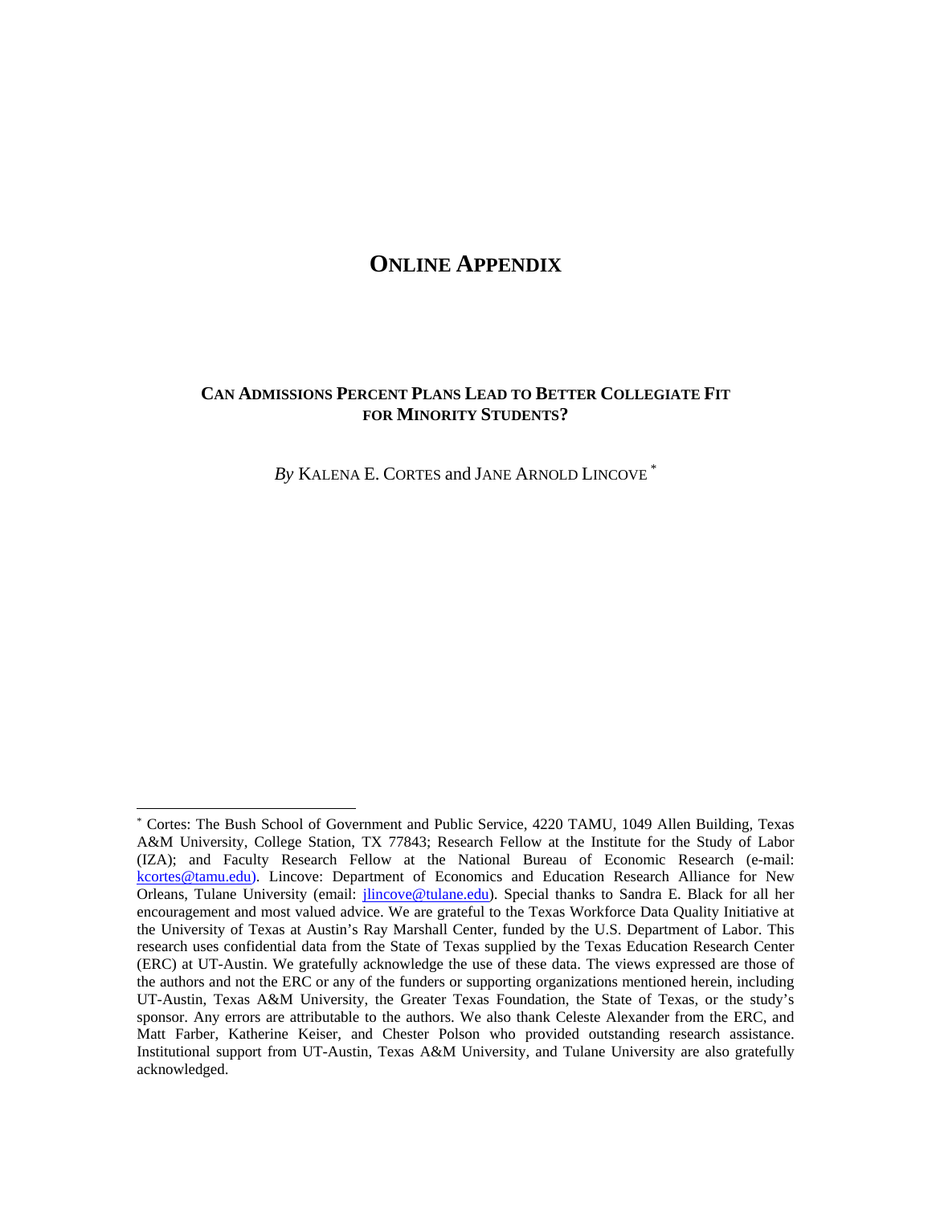# ONLINE APPENDIX

## CAN ADMISSIONS PERCENT PLANS LEAD TO BETTER COLLEGIATE FIT FOR MINORITY STUDENTS?

*By* KALENA E. CORTES and JANE ARNOLD LINCOVE [*]

---

[*] Cortes: The Bush School of Government and Public Service, 4220 TAMU, 1049 Allen Building, Texas A&M University, College Station, TX 77843; Research Fellow at the Institute for the Study of Labor (IZA); and Faculty Research Fellow at the National Bureau of Economic Research (e-mail: kcortes@tamu.edu). Lincove: Department of Economics and Education Research Alliance for New Orleans, Tulane University (email: jlincove@tulane.edu). Special thanks to Sandra E. Black for all her encouragement and most valued advice. We are grateful to the Texas Workforce Data Quality Initiative at the University of Texas at Austin's Ray Marshall Center, funded by the U.S. Department of Labor. This research uses confidential data from the State of Texas supplied by the Texas Education Research Center (ERC) at UT-Austin. We gratefully acknowledge the use of these data. The views expressed are those of the authors and not the ERC or any of the funders or supporting organizations mentioned herein, including UT-Austin, Texas A&M University, the Greater Texas Foundation, the State of Texas, or the study's sponsor. Any errors are attributable to the authors. We also thank Celeste Alexander from the ERC, and Matt Farber, Katherine Keiser, and Chester Polson who provided outstanding research assistance. Institutional support from UT-Austin, Texas A&M University, and Tulane University are also gratefully acknowledged.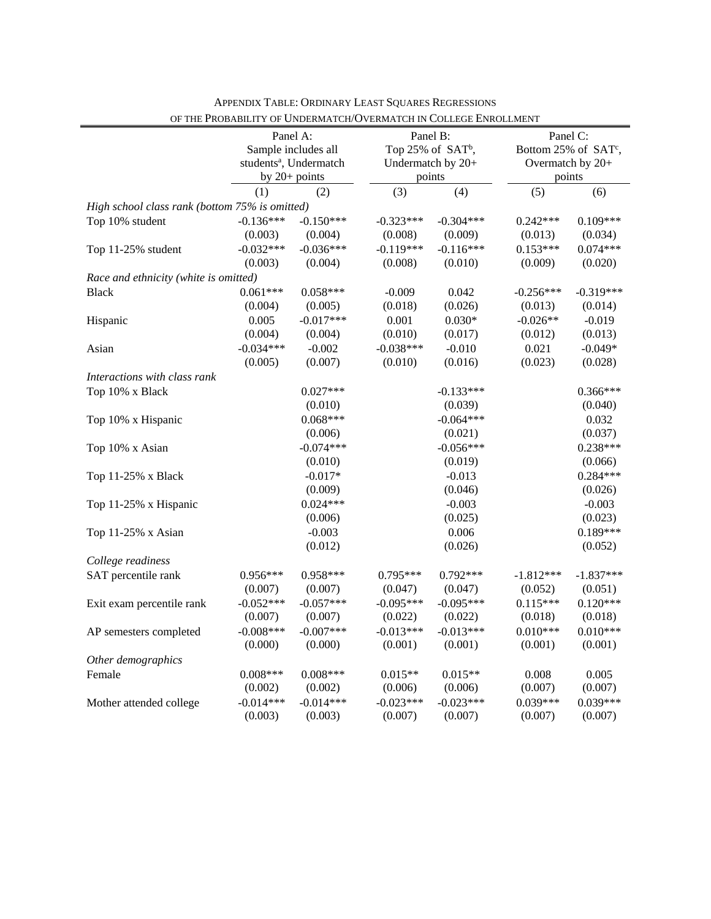APPENDIX TABLE: ORDINARY LEAST SQUARES REGRESSIONS OF THE PROBABILITY OF UNDERMATCH/OVERMATCH IN COLLEGE ENROLLMENT

| | Panel A: Sample includes all students[a], Undermatch by 20+ points | | Panel B: Top 25% of SAT[b], Undermatch by 20+ points | | Panel C: Bottom 25% of SAT[c], Overmatch by 20+ points | |
|---|---|---|---|---|---|---|
| | (1) | (2) | (3) | (4) | (5) | (6) |
| *High school class rank (bottom 75% is omitted)* | | | | | | |
| Top 10% student | -0.136*** | -0.150*** | -0.323*** | -0.304*** | 0.242*** | 0.109*** |
| | (0.003) | (0.004) | (0.008) | (0.009) | (0.013) | (0.034) |
| Top 11-25% student | -0.032*** | -0.036*** | -0.119*** | -0.116*** | 0.153*** | 0.074*** |
| | (0.003) | (0.004) | (0.008) | (0.010) | (0.009) | (0.020) |
| *Race and ethnicity (white is omitted)* | | | | | | |
| Black | 0.061*** | 0.058*** | -0.009 | 0.042 | -0.256*** | -0.319*** |
| | (0.004) | (0.005) | (0.018) | (0.026) | (0.013) | (0.014) |
| Hispanic | 0.005 | -0.017*** | 0.001 | 0.030* | -0.026** | -0.019 |
| | (0.004) | (0.004) | (0.010) | (0.017) | (0.012) | (0.013) |
| Asian | -0.034*** | -0.002 | -0.038*** | -0.010 | 0.021 | -0.049* |
| | (0.005) | (0.007) | (0.010) | (0.016) | (0.023) | (0.028) |
| *Interactions with class rank* | | | | | | |
| Top 10% x Black | | 0.027*** | | -0.133*** | | 0.366*** |
| | | (0.010) | | (0.039) | | (0.040) |
| Top 10% x Hispanic | | 0.068*** | | -0.064*** | | 0.032 |
| | | (0.006) | | (0.021) | | (0.037) |
| Top 10% x Asian | | -0.074*** | | -0.056*** | | 0.238*** |
| | | (0.010) | | (0.019) | | (0.066) |
| Top 11-25% x Black | | -0.017* | | -0.013 | | 0.284*** |
| | | (0.009) | | (0.046) | | (0.026) |
| Top 11-25% x Hispanic | | 0.024*** | | -0.003 | | -0.003 |
| | | (0.006) | | (0.025) | | (0.023) |
| Top 11-25% x Asian | | -0.003 | | 0.006 | | 0.189*** |
| | | (0.012) | | (0.026) | | (0.052) |
| *College readiness* | | | | | | |
| SAT percentile rank | 0.956*** | 0.958*** | 0.795*** | 0.792*** | -1.812*** | -1.837*** |
| | (0.007) | (0.007) | (0.047) | (0.047) | (0.052) | (0.051) |
| Exit exam percentile rank | -0.052*** | -0.057*** | -0.095*** | -0.095*** | 0.115*** | 0.120*** |
| | (0.007) | (0.007) | (0.022) | (0.022) | (0.018) | (0.018) |
| AP semesters completed | -0.008*** | -0.007*** | -0.013*** | -0.013*** | 0.010*** | 0.010*** |
| | (0.000) | (0.000) | (0.001) | (0.001) | (0.001) | (0.001) |
| *Other demographics* | | | | | | |
| Female | 0.008*** | 0.008*** | 0.015** | 0.015** | 0.008 | 0.005 |
| | (0.002) | (0.002) | (0.006) | (0.006) | (0.007) | (0.007) |
| Mother attended college | -0.014*** | -0.014*** | -0.023*** | -0.023*** | 0.039*** | 0.039*** |
| | (0.003) | (0.003) | (0.007) | (0.007) | (0.007) | (0.007) |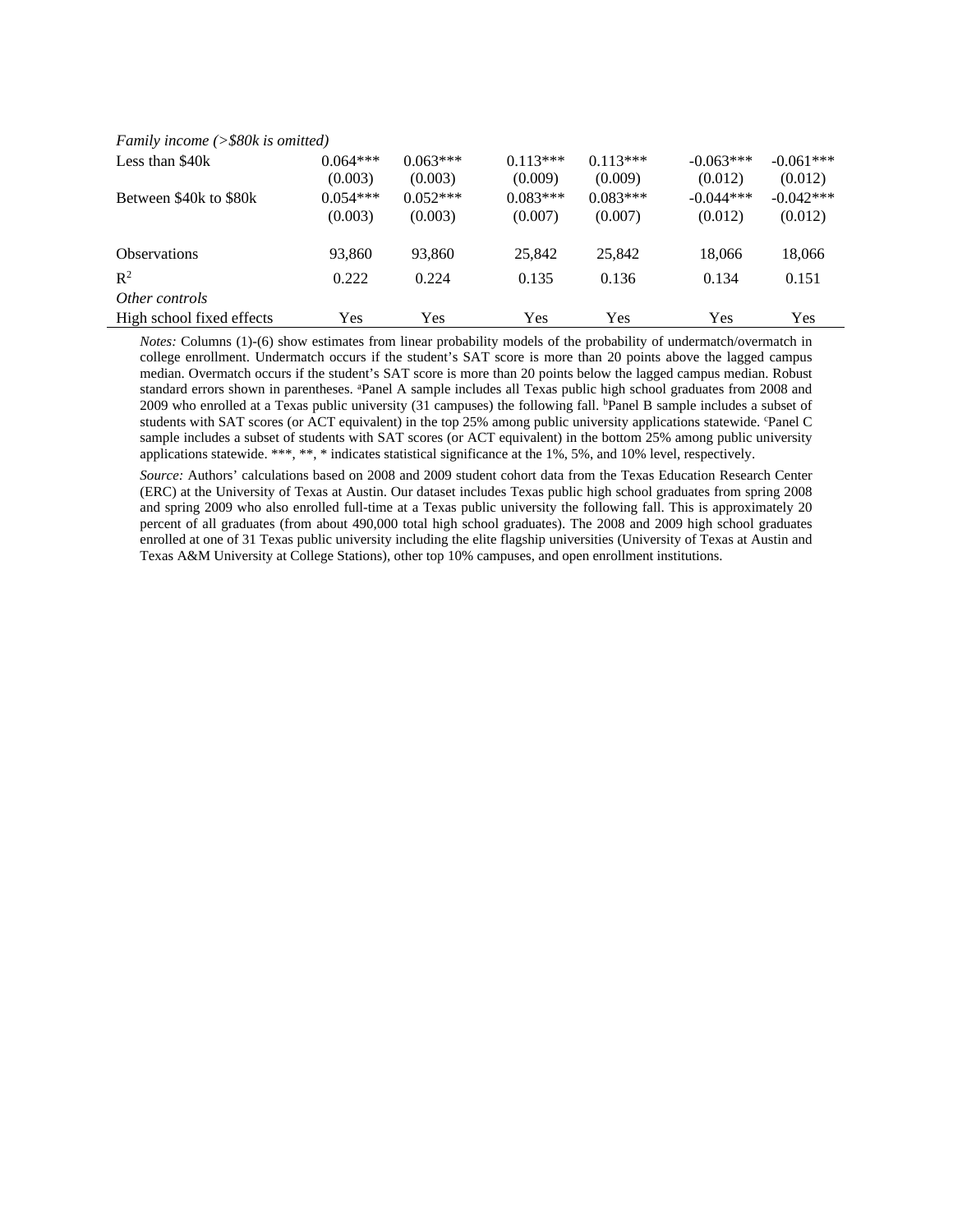| | (1) | (2) | (3) | (4) | (5) | (6) |
|---|---|---|---|---|---|---|
| *Family income (>$80k is omitted)* | | | | | | |
| Less than $40k | 0.064*** | 0.063*** | 0.113*** | 0.113*** | -0.063*** | -0.061*** |
| | (0.003) | (0.003) | (0.009) | (0.009) | (0.012) | (0.012) |
| Between $40k to $80k | 0.054*** | 0.052*** | 0.083*** | 0.083*** | -0.044*** | -0.042*** |
| | (0.003) | (0.003) | (0.007) | (0.007) | (0.012) | (0.012) |
| Observations | 93,860 | 93,860 | 25,842 | 25,842 | 18,066 | 18,066 |
| $R^2$ | 0.222 | 0.224 | 0.135 | 0.136 | 0.134 | 0.151 |
| *Other controls* | | | | | | |
| High school fixed effects | Yes | Yes | Yes | Yes | Yes | Yes |

*Notes:* Columns (1)-(6) show estimates from linear probability models of the probability of undermatch/overmatch in college enrollment. Undermatch occurs if the student's SAT score is more than 20 points above the lagged campus median. Overmatch occurs if the student's SAT score is more than 20 points below the lagged campus median. Robust standard errors shown in parentheses. [a]Panel A sample includes all Texas public high school graduates from 2008 and 2009 who enrolled at a Texas public university (31 campuses) the following fall. [b]Panel B sample includes a subset of students with SAT scores (or ACT equivalent) in the top 25% among public university applications statewide. [c]Panel C sample includes a subset of students with SAT scores (or ACT equivalent) in the bottom 25% among public university applications statewide. ***, **, * indicates statistical significance at the 1%, 5%, and 10% level, respectively.

*Source:* Authors' calculations based on 2008 and 2009 student cohort data from the Texas Education Research Center (ERC) at the University of Texas at Austin. Our dataset includes Texas public high school graduates from spring 2008 and spring 2009 who also enrolled full-time at a Texas public university the following fall. This is approximately 20 percent of all graduates (from about 490,000 total high school graduates). The 2008 and 2009 high school graduates enrolled at one of 31 Texas public university including the elite flagship universities (University of Texas at Austin and Texas A&M University at College Stations), other top 10% campuses, and open enrollment institutions.